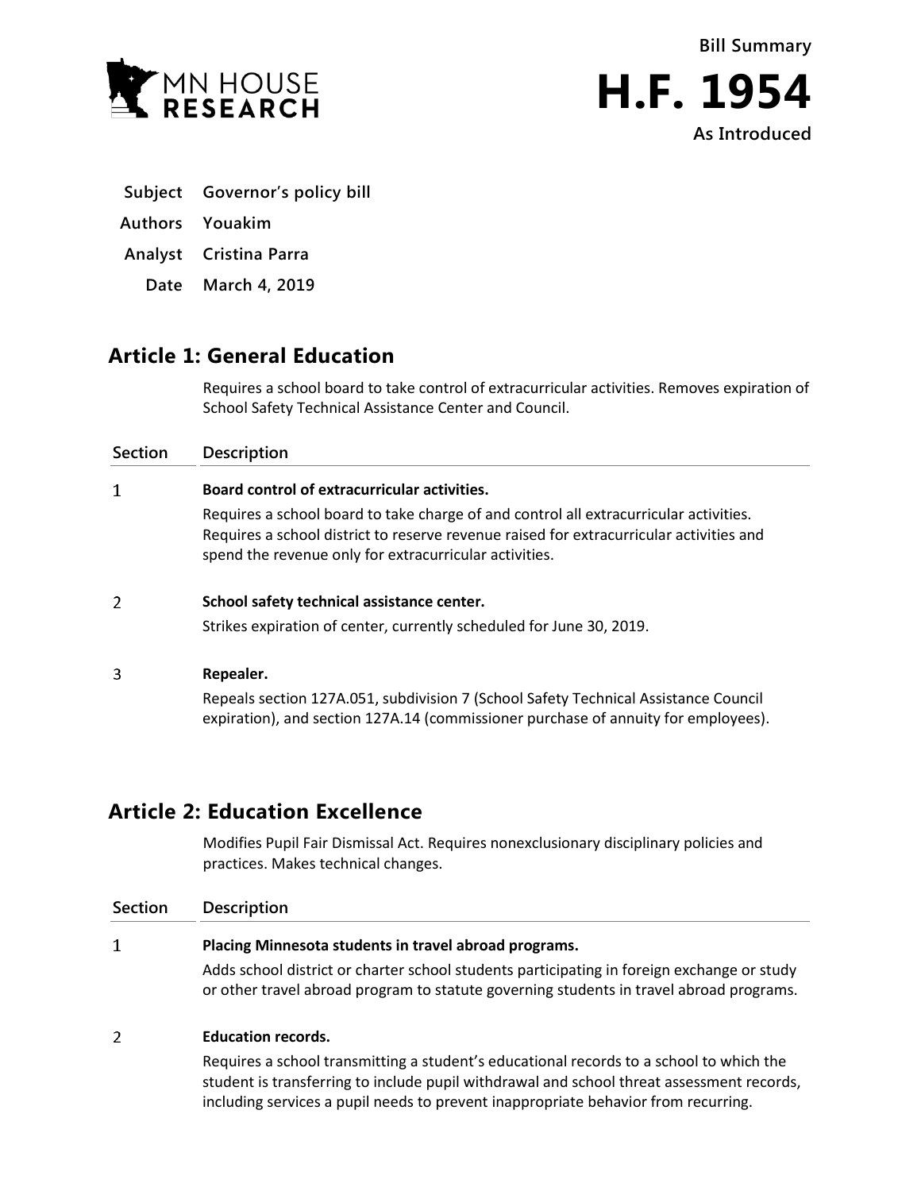Bill Summary

# H.F. 1954

As Introduced

**Subject** Governor's policy bill

**Authors** Youakim

**Analyst** Cristina Parra

**Date** March 4, 2019

## Article 1: General Education

Requires a school board to take control of extracurricular activities. Removes expiration of School Safety Technical Assistance Center and Council.

| Section | Description |
|---|---|
| 1 | **Board control of extracurricular activities.**<br>Requires a school board to take charge of and control all extracurricular activities. Requires a school district to reserve revenue raised for extracurricular activities and spend the revenue only for extracurricular activities. |
| 2 | **School safety technical assistance center.**<br>Strikes expiration of center, currently scheduled for June 30, 2019. |
| 3 | **Repealer.**<br>Repeals section 127A.051, subdivision 7 (School Safety Technical Assistance Council expiration), and section 127A.14 (commissioner purchase of annuity for employees). |

## Article 2: Education Excellence

Modifies Pupil Fair Dismissal Act. Requires nonexclusionary disciplinary policies and practices. Makes technical changes.

| Section | Description |
|---|---|
| 1 | **Placing Minnesota students in travel abroad programs.**<br>Adds school district or charter school students participating in foreign exchange or study or other travel abroad program to statute governing students in travel abroad programs. |
| 2 | **Education records.**<br>Requires a school transmitting a student's educational records to a school to which the student is transferring to include pupil withdrawal and school threat assessment records, including services a pupil needs to prevent inappropriate behavior from recurring. |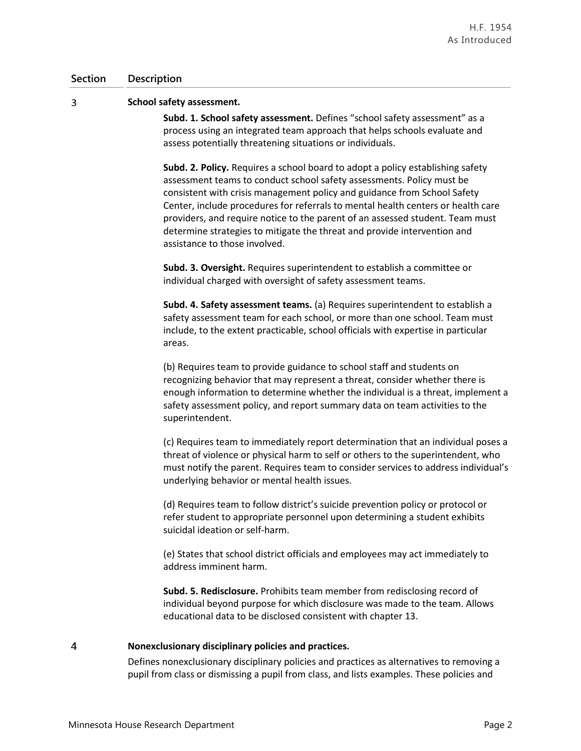| Section | Description |
|---|---|
| 3 | **School safety assessment.**<br><br>**Subd. 1. School safety assessment.** Defines "school safety assessment" as a process using an integrated team approach that helps schools evaluate and assess potentially threatening situations or individuals.<br><br>**Subd. 2. Policy.** Requires a school board to adopt a policy establishing safety assessment teams to conduct school safety assessments. Policy must be consistent with crisis management policy and guidance from School Safety Center, include procedures for referrals to mental health centers or health care providers, and require notice to the parent of an assessed student. Team must determine strategies to mitigate the threat and provide intervention and assistance to those involved.<br><br>**Subd. 3. Oversight.** Requires superintendent to establish a committee or individual charged with oversight of safety assessment teams.<br><br>**Subd. 4. Safety assessment teams.** (a) Requires superintendent to establish a safety assessment team for each school, or more than one school. Team must include, to the extent practicable, school officials with expertise in particular areas.<br><br>(b) Requires team to provide guidance to school staff and students on recognizing behavior that may represent a threat, consider whether there is enough information to determine whether the individual is a threat, implement a safety assessment policy, and report summary data on team activities to the superintendent.<br><br>(c) Requires team to immediately report determination that an individual poses a threat of violence or physical harm to self or others to the superintendent, who must notify the parent. Requires team to consider services to address individual's underlying behavior or mental health issues.<br><br>(d) Requires team to follow district's suicide prevention policy or protocol or refer student to appropriate personnel upon determining a student exhibits suicidal ideation or self-harm.<br><br>(e) States that school district officials and employees may act immediately to address imminent harm.<br><br>**Subd. 5. Redisclosure.** Prohibits team member from redisclosing record of individual beyond purpose for which disclosure was made to the team. Allows educational data to be disclosed consistent with chapter 13. |
| 4 | **Nonexclusionary disciplinary policies and practices.**<br><br>Defines nonexclusionary disciplinary policies and practices as alternatives to removing a pupil from class or dismissing a pupil from class, and lists examples. These policies and |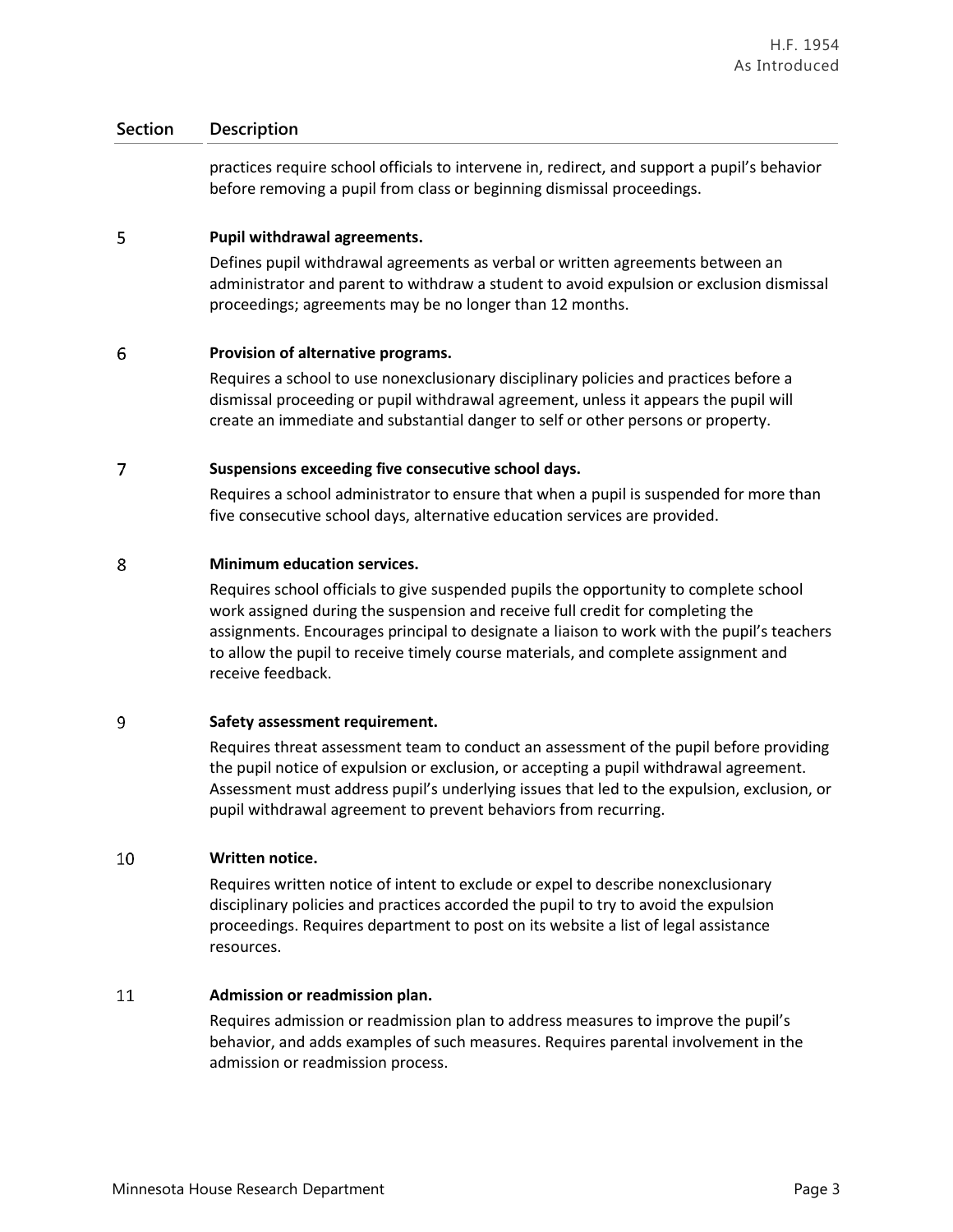| Section | Description |
|---|---|
| | practices require school officials to intervene in, redirect, and support a pupil's behavior before removing a pupil from class or beginning dismissal proceedings. |
| 5 | **Pupil withdrawal agreements.**<br>Defines pupil withdrawal agreements as verbal or written agreements between an administrator and parent to withdraw a student to avoid expulsion or exclusion dismissal proceedings; agreements may be no longer than 12 months. |
| 6 | **Provision of alternative programs.**<br>Requires a school to use nonexclusionary disciplinary policies and practices before a dismissal proceeding or pupil withdrawal agreement, unless it appears the pupil will create an immediate and substantial danger to self or other persons or property. |
| 7 | **Suspensions exceeding five consecutive school days.**<br>Requires a school administrator to ensure that when a pupil is suspended for more than five consecutive school days, alternative education services are provided. |
| 8 | **Minimum education services.**<br>Requires school officials to give suspended pupils the opportunity to complete school work assigned during the suspension and receive full credit for completing the assignments. Encourages principal to designate a liaison to work with the pupil's teachers to allow the pupil to receive timely course materials, and complete assignment and receive feedback. |
| 9 | **Safety assessment requirement.**<br>Requires threat assessment team to conduct an assessment of the pupil before providing the pupil notice of expulsion or exclusion, or accepting a pupil withdrawal agreement. Assessment must address pupil's underlying issues that led to the expulsion, exclusion, or pupil withdrawal agreement to prevent behaviors from recurring. |
| 10 | **Written notice.**<br>Requires written notice of intent to exclude or expel to describe nonexclusionary disciplinary policies and practices accorded the pupil to try to avoid the expulsion proceedings. Requires department to post on its website a list of legal assistance resources. |
| 11 | **Admission or readmission plan.**<br>Requires admission or readmission plan to address measures to improve the pupil's behavior, and adds examples of such measures. Requires parental involvement in the admission or readmission process. |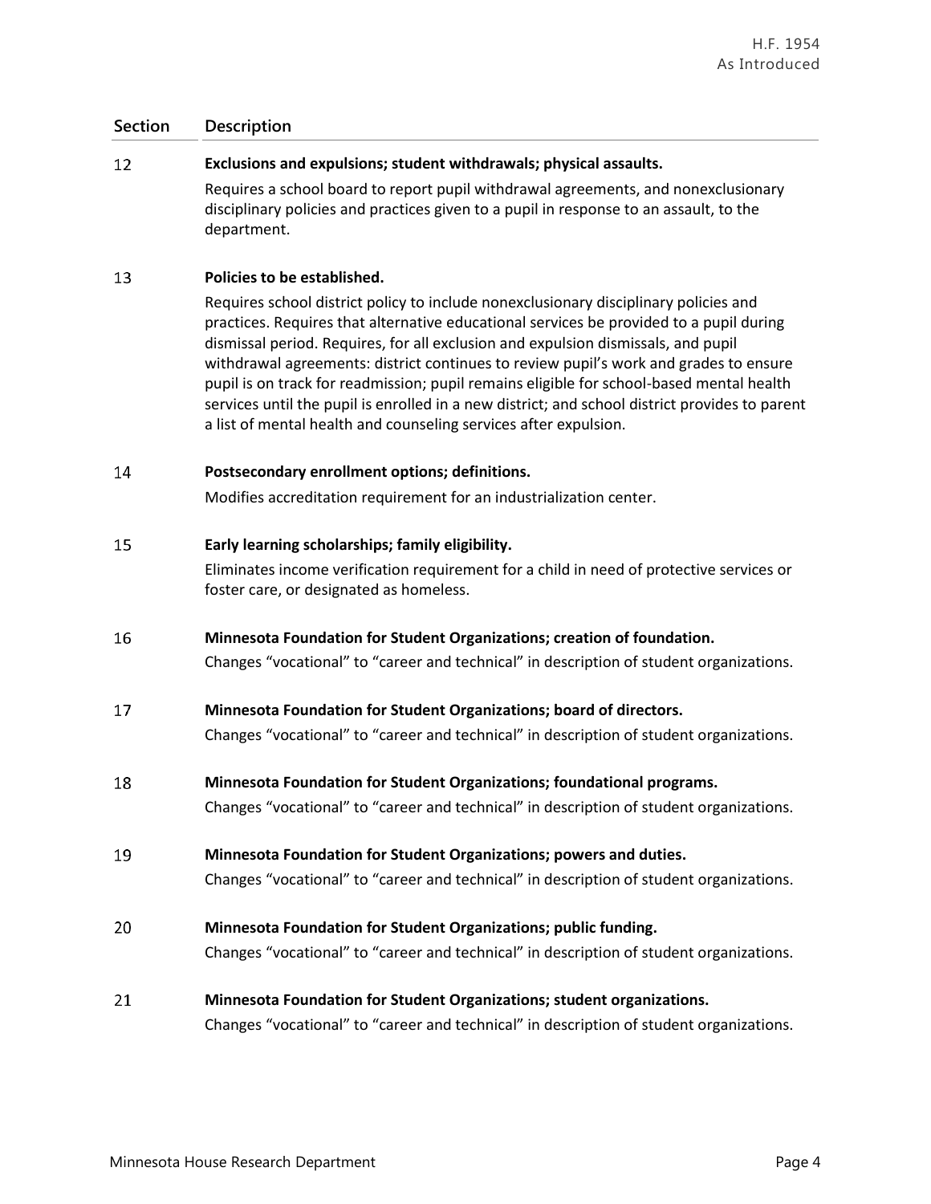| Section | Description |
|---|---|
| 12 | **Exclusions and expulsions; student withdrawals; physical assaults.**<br>Requires a school board to report pupil withdrawal agreements, and nonexclusionary disciplinary policies and practices given to a pupil in response to an assault, to the department. |
| 13 | **Policies to be established.**<br>Requires school district policy to include nonexclusionary disciplinary policies and practices. Requires that alternative educational services be provided to a pupil during dismissal period. Requires, for all exclusion and expulsion dismissals, and pupil withdrawal agreements: district continues to review pupil's work and grades to ensure pupil is on track for readmission; pupil remains eligible for school-based mental health services until the pupil is enrolled in a new district; and school district provides to parent a list of mental health and counseling services after expulsion. |
| 14 | **Postsecondary enrollment options; definitions.**<br>Modifies accreditation requirement for an industrialization center. |
| 15 | **Early learning scholarships; family eligibility.**<br>Eliminates income verification requirement for a child in need of protective services or foster care, or designated as homeless. |
| 16 | **Minnesota Foundation for Student Organizations; creation of foundation.**<br>Changes "vocational" to "career and technical" in description of student organizations. |
| 17 | **Minnesota Foundation for Student Organizations; board of directors.**<br>Changes "vocational" to "career and technical" in description of student organizations. |
| 18 | **Minnesota Foundation for Student Organizations; foundational programs.**<br>Changes "vocational" to "career and technical" in description of student organizations. |
| 19 | **Minnesota Foundation for Student Organizations; powers and duties.**<br>Changes "vocational" to "career and technical" in description of student organizations. |
| 20 | **Minnesota Foundation for Student Organizations; public funding.**<br>Changes "vocational" to "career and technical" in description of student organizations. |
| 21 | **Minnesota Foundation for Student Organizations; student organizations.**<br>Changes "vocational" to "career and technical" in description of student organizations. |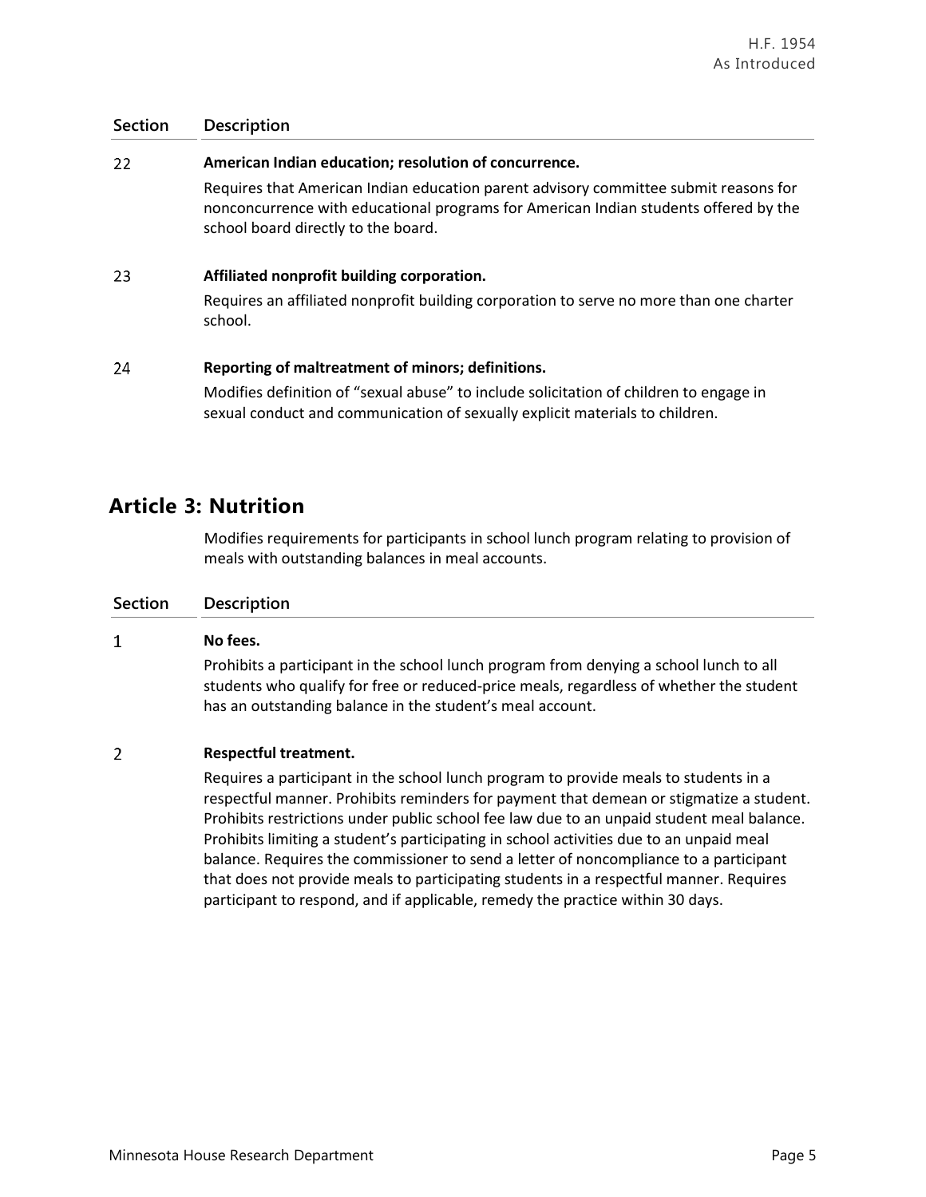| Section | Description |
|---|---|
| 22 | **American Indian education; resolution of concurrence.** Requires that American Indian education parent advisory committee submit reasons for nonconcurrence with educational programs for American Indian students offered by the school board directly to the board. |
| 23 | **Affiliated nonprofit building corporation.** Requires an affiliated nonprofit building corporation to serve no more than one charter school. |
| 24 | **Reporting of maltreatment of minors; definitions.** Modifies definition of "sexual abuse" to include solicitation of children to engage in sexual conduct and communication of sexually explicit materials to children. |

## Article 3: Nutrition

Modifies requirements for participants in school lunch program relating to provision of meals with outstanding balances in meal accounts.

| Section | Description |
|---|---|
| 1 | **No fees.** Prohibits a participant in the school lunch program from denying a school lunch to all students who qualify for free or reduced-price meals, regardless of whether the student has an outstanding balance in the student's meal account. |
| 2 | **Respectful treatment.** Requires a participant in the school lunch program to provide meals to students in a respectful manner. Prohibits reminders for payment that demean or stigmatize a student. Prohibits restrictions under public school fee law due to an unpaid student meal balance. Prohibits limiting a student's participating in school activities due to an unpaid meal balance. Requires the commissioner to send a letter of noncompliance to a participant that does not provide meals to participating students in a respectful manner. Requires participant to respond, and if applicable, remedy the practice within 30 days. |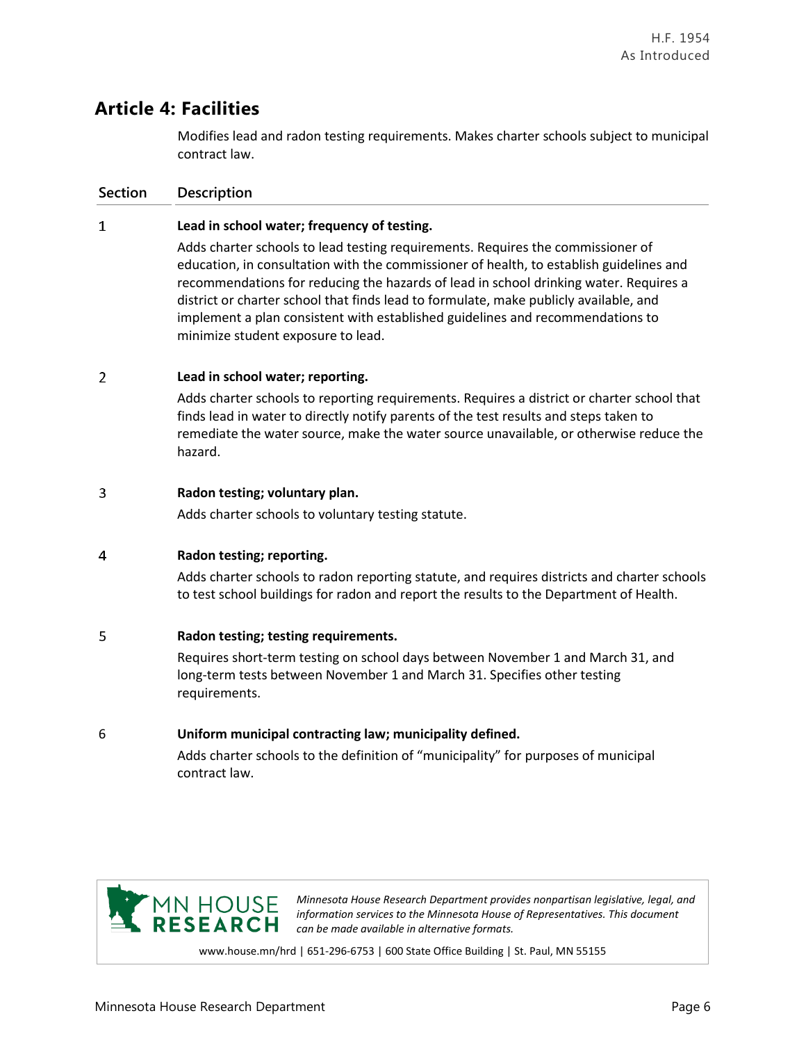## Article 4: Facilities

Modifies lead and radon testing requirements. Makes charter schools subject to municipal contract law.

| Section | Description |
|---|---|
| 1 | **Lead in school water; frequency of testing.** Adds charter schools to lead testing requirements. Requires the commissioner of education, in consultation with the commissioner of health, to establish guidelines and recommendations for reducing the hazards of lead in school drinking water. Requires a district or charter school that finds lead to formulate, make publicly available, and implement a plan consistent with established guidelines and recommendations to minimize student exposure to lead. |
| 2 | **Lead in school water; reporting.** Adds charter schools to reporting requirements. Requires a district or charter school that finds lead in water to directly notify parents of the test results and steps taken to remediate the water source, make the water source unavailable, or otherwise reduce the hazard. |
| 3 | **Radon testing; voluntary plan.** Adds charter schools to voluntary testing statute. |
| 4 | **Radon testing; reporting.** Adds charter schools to radon reporting statute, and requires districts and charter schools to test school buildings for radon and report the results to the Department of Health. |
| 5 | **Radon testing; testing requirements.** Requires short-term testing on school days between November 1 and March 31, and long-term tests between November 1 and March 31. Specifies other testing requirements. |
| 6 | **Uniform municipal contracting law; municipality defined.** Adds charter schools to the definition of "municipality" for purposes of municipal contract law. |

*Minnesota House Research Department provides nonpartisan legislative, legal, and information services to the Minnesota House of Representatives. This document can be made available in alternative formats.*

www.house.mn/hrd | 651-296-6753 | 600 State Office Building | St. Paul, MN 55155